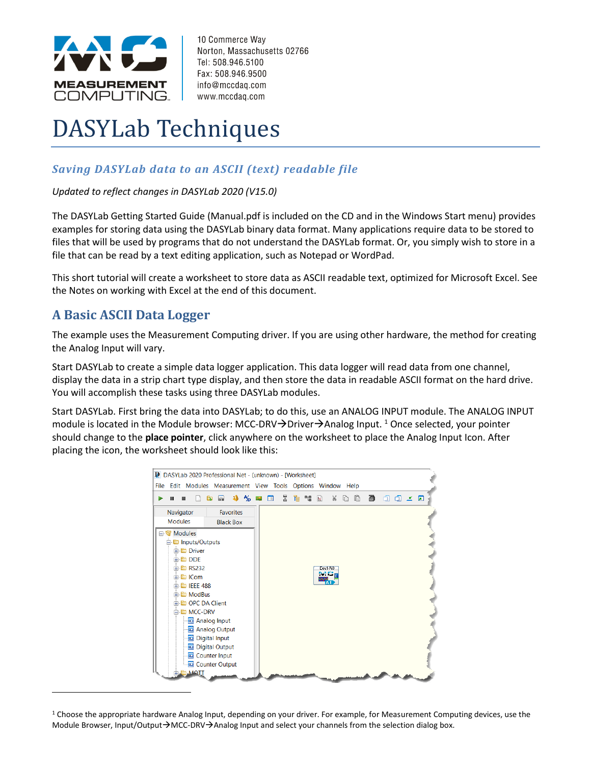10 Commerce Way
Norton, Massachusetts 02766
Tel: 508.946.5100
Fax: 508.946.9500
info@mccdaq.com
www.mccdaq.com

# DASYLab Techniques

## *Saving DASYLab data to an ASCII (text) readable file*

*Updated to reflect changes in DASYLab 2020 (V15.0)*

The DASYLab Getting Started Guide (Manual.pdf is included on the CD and in the Windows Start menu) provides examples for storing data using the DASYLab binary data format. Many applications require data to be stored to files that will be used by programs that do not understand the DASYLab format. Or, you simply wish to store in a file that can be read by a text editing application, such as Notepad or WordPad.

This short tutorial will create a worksheet to store data as ASCII readable text, optimized for Microsoft Excel. See the Notes on working with Excel at the end of this document.

## A Basic ASCII Data Logger

The example uses the Measurement Computing driver. If you are using other hardware, the method for creating the Analog Input will vary.

Start DASYLab to create a simple data logger application. This data logger will read data from one channel, display the data in a strip chart type display, and then store the data in readable ASCII format on the hard drive. You will accomplish these tasks using three DASYLab modules.

Start DASYLab. First bring the data into DASYLab; to do this, use an ANALOG INPUT module. The ANALOG INPUT module is located in the Module browser: MCC-DRV→Driver→Analog Input. [1] Once selected, your pointer should change to the **place pointer**, click anywhere on the worksheet to place the Analog Input Icon. After placing the icon, the worksheet should look like this:

---

[1] Choose the appropriate hardware Analog Input, depending on your driver. For example, for Measurement Computing devices, use the Module Browser, Input/Output→MCC-DRV→Analog Input and select your channels from the selection dialog box.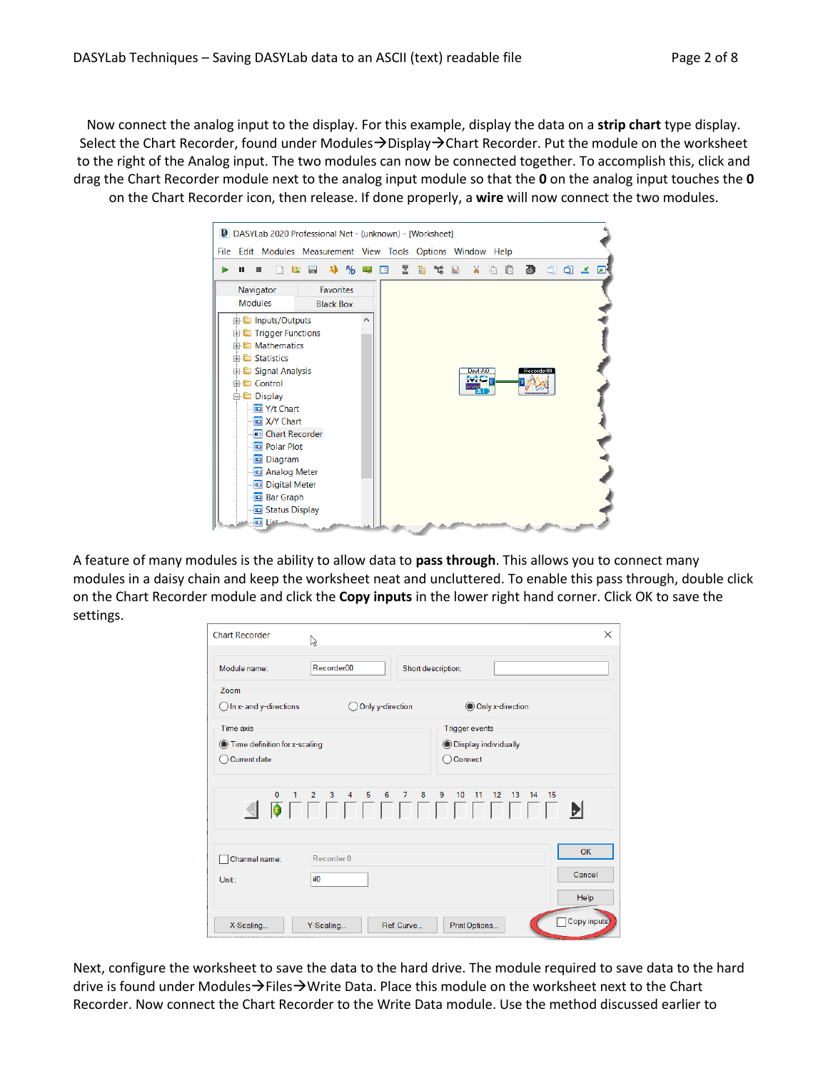Now connect the analog input to the display. For this example, display the data on a **strip chart** type display. Select the Chart Recorder, found under Modules→Display→Chart Recorder. Put the module on the worksheet to the right of the Analog input. The two modules can now be connected together. To accomplish this, click and drag the Chart Recorder module next to the analog input module so that the **0** on the analog input touches the **0** on the Chart Recorder icon, then release. If done properly, a **wire** will now connect the two modules.

A feature of many modules is the ability to allow data to **pass through**. This allows you to connect many modules in a daisy chain and keep the worksheet neat and uncluttered. To enable this pass through, double click on the Chart Recorder module and click the **Copy inputs** in the lower right hand corner. Click OK to save the settings.

Next, configure the worksheet to save the data to the hard drive. The module required to save data to the hard drive is found under Modules→Files→Write Data. Place this module on the worksheet next to the Chart Recorder. Now connect the Chart Recorder to the Write Data module. Use the method discussed earlier to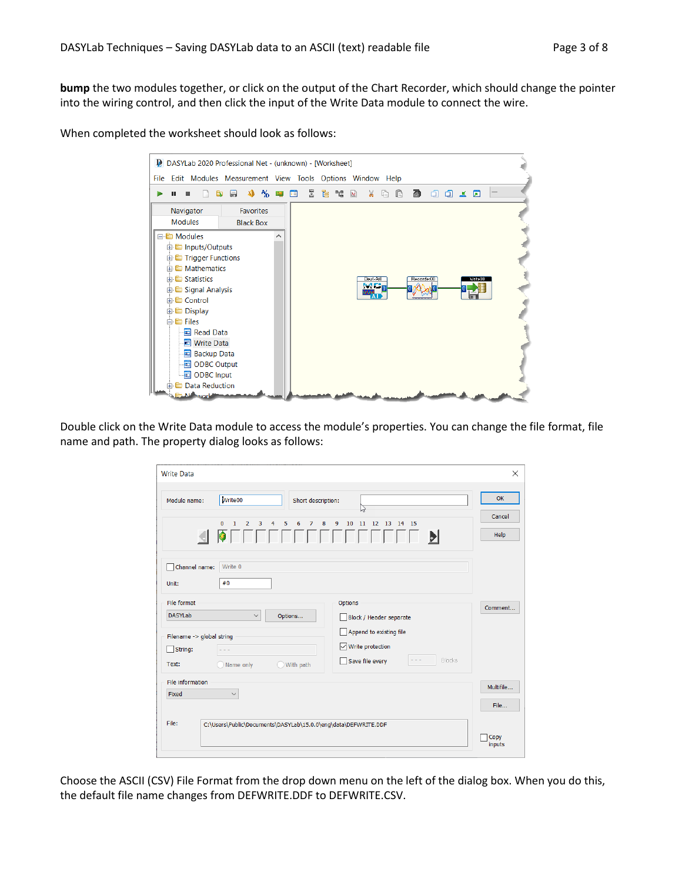**bump** the two modules together, or click on the output of the Chart Recorder, which should change the pointer into the wiring control, and then click the input of the Write Data module to connect the wire.

When completed the worksheet should look as follows:

Double click on the Write Data module to access the module's properties. You can change the file format, file name and path. The property dialog looks as follows:

Choose the ASCII (CSV) File Format from the drop down menu on the left of the dialog box. When you do this, the default file name changes from DEFWRITE.DDF to DEFWRITE.CSV.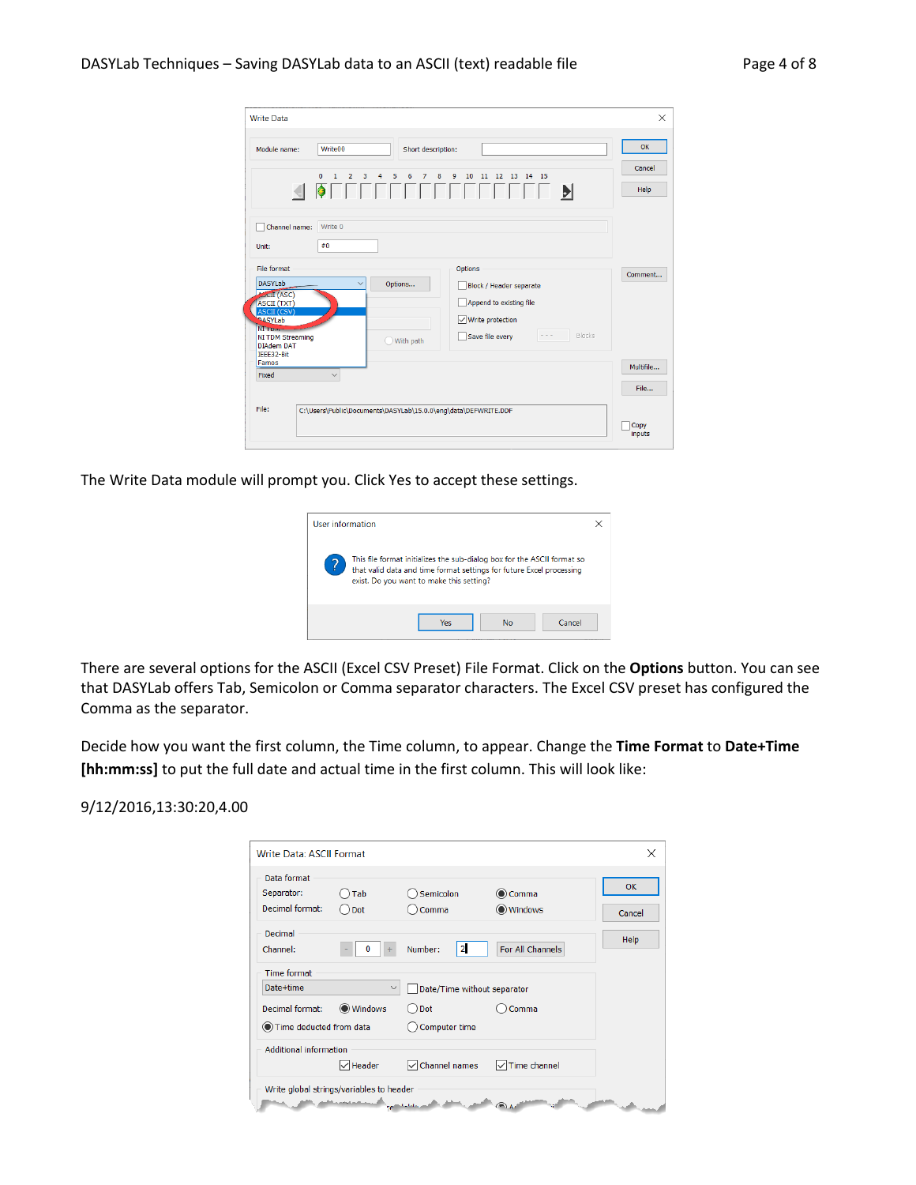The Write Data module will prompt you. Click Yes to accept these settings.

There are several options for the ASCII (Excel CSV Preset) File Format. Click on the **Options** button. You can see that DASYLab offers Tab, Semicolon or Comma separator characters. The Excel CSV preset has configured the Comma as the separator.

Decide how you want the first column, the Time column, to appear. Change the **Time Format** to **Date+Time [hh:mm:ss]** to put the full date and actual time in the first column. This will look like:

9/12/2016,13:30:20,4.00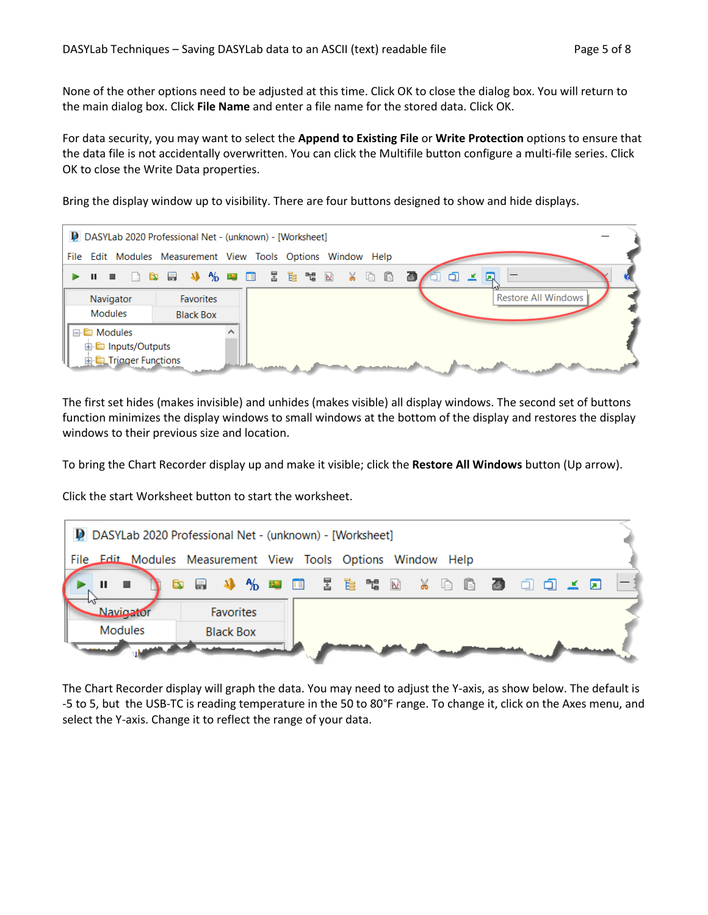None of the other options need to be adjusted at this time. Click OK to close the dialog box. You will return to the main dialog box. Click **File Name** and enter a file name for the stored data. Click OK.

For data security, you may want to select the **Append to Existing File** or **Write Protection** options to ensure that the data file is not accidentally overwritten. You can click the Multifile button configure a multi-file series. Click OK to close the Write Data properties.

Bring the display window up to visibility. There are four buttons designed to show and hide displays.

The first set hides (makes invisible) and unhides (makes visible) all display windows. The second set of buttons function minimizes the display windows to small windows at the bottom of the display and restores the display windows to their previous size and location.

To bring the Chart Recorder display up and make it visible; click the **Restore All Windows** button (Up arrow).

Click the start Worksheet button to start the worksheet.

The Chart Recorder display will graph the data. You may need to adjust the Y-axis, as show below. The default is -5 to 5, but the USB-TC is reading temperature in the 50 to 80°F range. To change it, click on the Axes menu, and select the Y-axis. Change it to reflect the range of your data.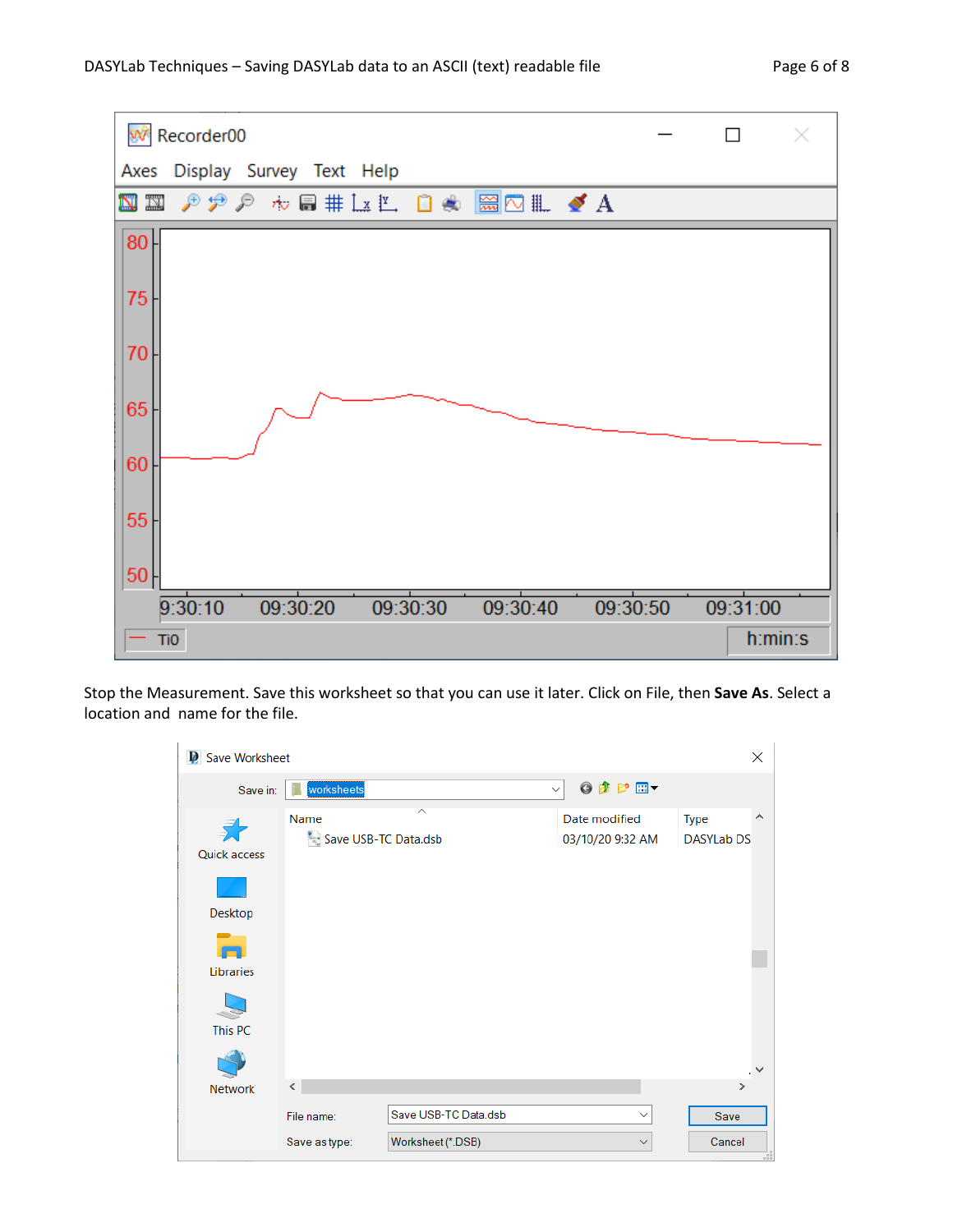Stop the Measurement. Save this worksheet so that you can use it later. Click on File, then **Save As**. Select a location and name for the file.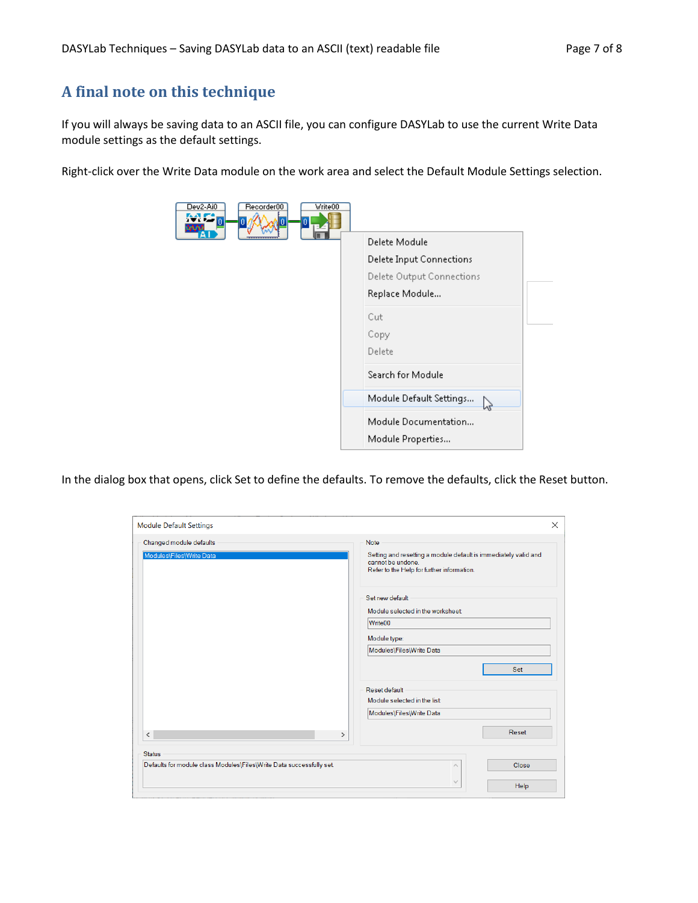## A final note on this technique

If you will always be saving data to an ASCII file, you can configure DASYLab to use the current Write Data module settings as the default settings.

Right-click over the Write Data module on the work area and select the Default Module Settings selection.

In the dialog box that opens, click Set to define the defaults. To remove the defaults, click the Reset button.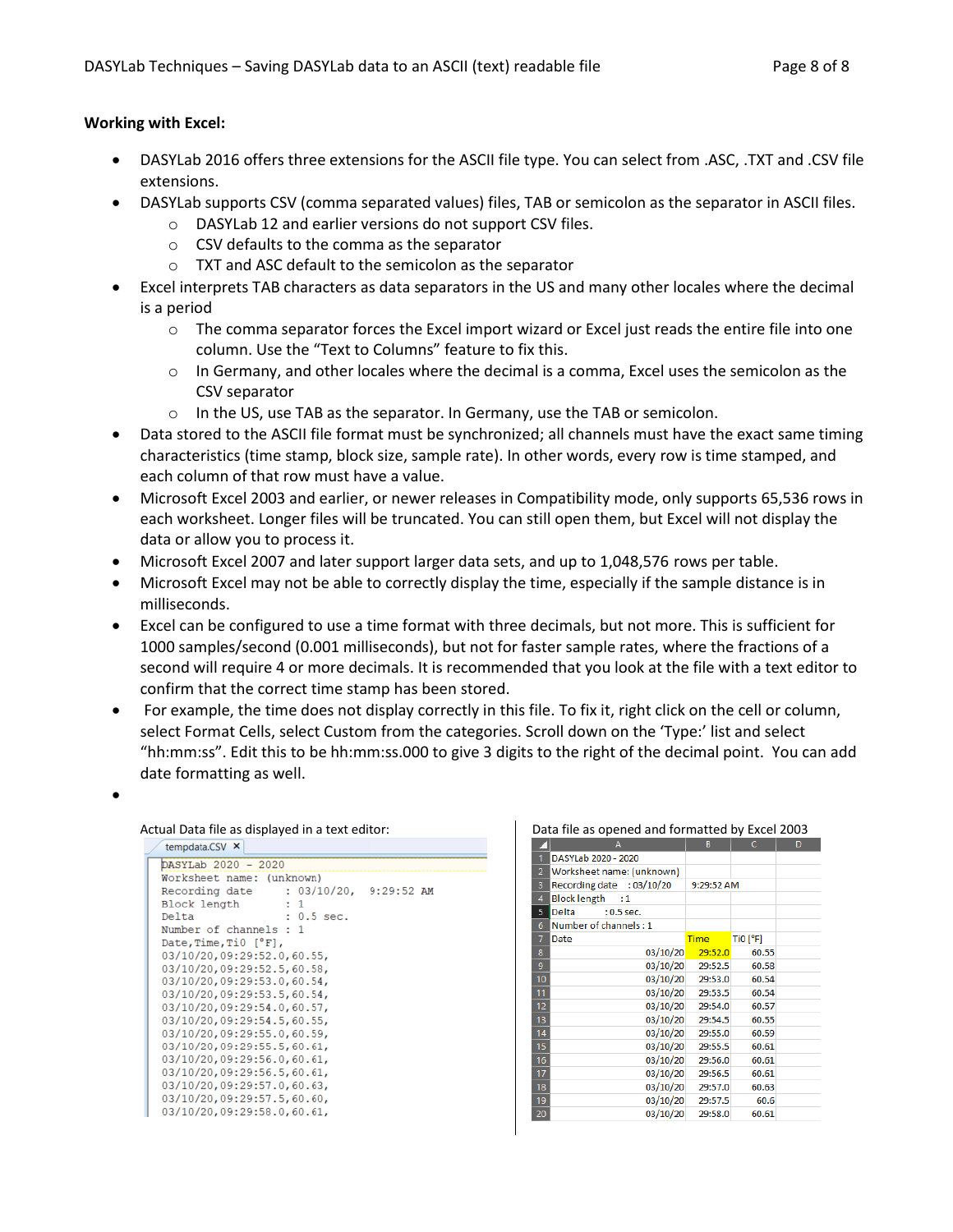**Working with Excel:**

- DASYLab 2016 offers three extensions for the ASCII file type. You can select from .ASC, .TXT and .CSV file extensions.
- DASYLab supports CSV (comma separated values) files, TAB or semicolon as the separator in ASCII files.
  - DASYLab 12 and earlier versions do not support CSV files.
  - CSV defaults to the comma as the separator
  - TXT and ASC default to the semicolon as the separator
- Excel interprets TAB characters as data separators in the US and many other locales where the decimal is a period
  - The comma separator forces the Excel import wizard or Excel just reads the entire file into one column. Use the "Text to Columns" feature to fix this.
  - In Germany, and other locales where the decimal is a comma, Excel uses the semicolon as the CSV separator
  - In the US, use TAB as the separator. In Germany, use the TAB or semicolon.
- Data stored to the ASCII file format must be synchronized; all channels must have the exact same timing characteristics (time stamp, block size, sample rate). In other words, every row is time stamped, and each column of that row must have a value.
- Microsoft Excel 2003 and earlier, or newer releases in Compatibility mode, only supports 65,536 rows in each worksheet. Longer files will be truncated. You can still open them, but Excel will not display the data or allow you to process it.
- Microsoft Excel 2007 and later support larger data sets, and up to 1,048,576 rows per table.
- Microsoft Excel may not be able to correctly display the time, especially if the sample distance is in milliseconds.
- Excel can be configured to use a time format with three decimals, but not more. This is sufficient for 1000 samples/second (0.001 milliseconds), but not for faster sample rates, where the fractions of a second will require 4 or more decimals. It is recommended that you look at the file with a text editor to confirm that the correct time stamp has been stored.
- For example, the time does not display correctly in this file. To fix it, right click on the cell or column, select Format Cells, select Custom from the categories. Scroll down on the 'Type:' list and select "hh:mm:ss". Edit this to be hh:mm:ss.000 to give 3 digits to the right of the decimal point. You can add date formatting as well.

Actual Data file as displayed in a text editor:

```
tempdata.CSV
DASYLab 2020 - 2020
Worksheet name: (unknown)
Recording date      : 03/10/20,   9:29:52 AM
Block length        : 1
Delta               : 0.5 sec.
Number of channels : 1
Date,Time,Ti0 [°F],
03/10/20,09:29:52.0,60.55,
03/10/20,09:29:52.5,60.58,
03/10/20,09:29:53.0,60.54,
03/10/20,09:29:53.5,60.54,
03/10/20,09:29:54.0,60.57,
03/10/20,09:29:54.5,60.55,
03/10/20,09:29:55.0,60.59,
03/10/20,09:29:55.5,60.61,
03/10/20,09:29:56.0,60.61,
03/10/20,09:29:56.5,60.61,
03/10/20,09:29:57.0,60.63,
03/10/20,09:29:57.5,60.60,
03/10/20,09:29:58.0,60.61,
```

Data file as opened and formatted by Excel 2003

| | A | B | C | D |
|---|---|---|---|---|
| 1 | DASYLab 2020 - 2020 | | | |
| 2 | Worksheet name: (unknown) | | | |
| 3 | Recording date : 03/10/20 | 9:29:52 AM | | |
| 4 | Block length : 1 | | | |
| 5 | Delta : 0.5 sec. | | | |
| 6 | Number of channels : 1 | | | |
| 7 | Date | Time | Ti0 [°F] | |
| 8 | 03/10/20 | 29:52.0 | 60.55 | |
| 9 | 03/10/20 | 29:52.5 | 60.58 | |
| 10 | 03/10/20 | 29:53.0 | 60.54 | |
| 11 | 03/10/20 | 29:53.5 | 60.54 | |
| 12 | 03/10/20 | 29:54.0 | 60.57 | |
| 13 | 03/10/20 | 29:54.5 | 60.55 | |
| 14 | 03/10/20 | 29:55.0 | 60.59 | |
| 15 | 03/10/20 | 29:55.5 | 60.61 | |
| 16 | 03/10/20 | 29:56.0 | 60.61 | |
| 17 | 03/10/20 | 29:56.5 | 60.61 | |
| 18 | 03/10/20 | 29:57.0 | 60.63 | |
| 19 | 03/10/20 | 29:57.5 | 60.6 | |
| 20 | 03/10/20 | 29:58.0 | 60.61 | |